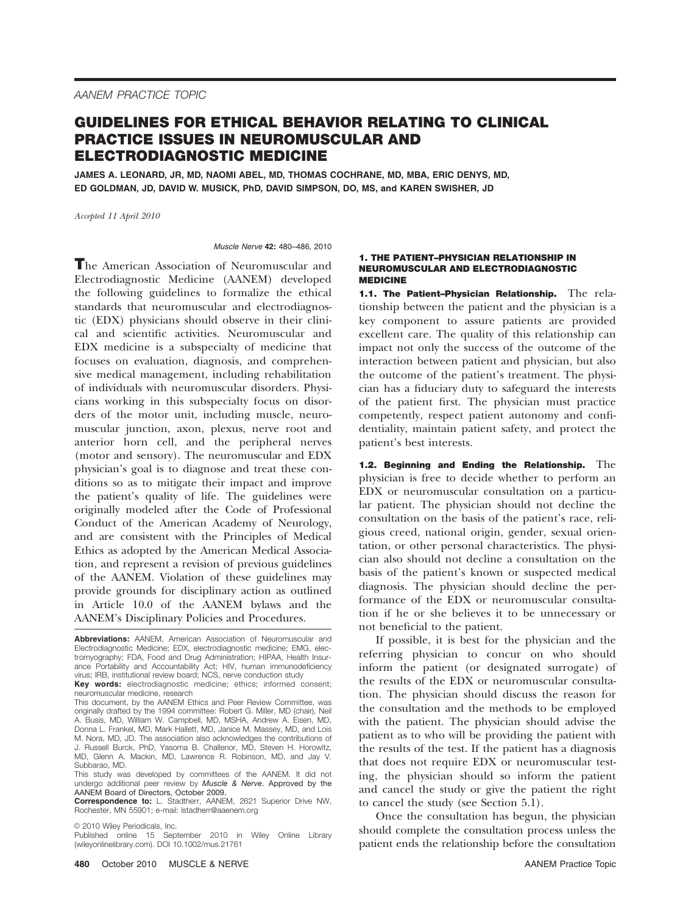AANEM PRACTICE TOPIC

# GUIDELINES FOR ETHICAL BEHAVIOR RELATING TO CLINICAL PRACTICE ISSUES IN NEUROMUSCULAR AND ELECTRODIAGNOSTIC MEDICINE

**JAMES A. LEONARD, JR, MD, NAOMI ABEL, MD, THOMAS COCHRANE, MD, MBA, ERIC DENYS, MD, ED GOLDMAN, JD, DAVID W. MUSICK, PhD, DAVID SIMPSON, DO, MS, and KAREN SWISHER, JD**

*Accepted 11 April 2010*

The American Association of Neuromuscular and Electrodiagnostic Medicine (AANEM) developed the following guidelines to formalize the ethical standards that neuromuscular and electrodiagnostic (EDX) physicians should observe in their clinical and scientific activities. Neuromuscular and EDX medicine is a subspecialty of medicine that focuses on evaluation, diagnosis, and comprehensive medical management, including rehabilitation of individuals with neuromuscular disorders. Physicians working in this subspecialty focus on disorders of the motor unit, including muscle, neuromuscular junction, axon, plexus, nerve root and anterior horn cell, and the peripheral nerves (motor and sensory). The neuromuscular and EDX physician's goal is to diagnose and treat these conditions so as to mitigate their impact and improve the patient's quality of life. The guidelines were originally modeled after the Code of Professional Conduct of the American Academy of Neurology, and are consistent with the Principles of Medical Ethics as adopted by the American Medical Association, and represent a revision of previous guidelines of the AANEM. Violation of these guidelines may provide grounds for disciplinary action as outlined in Article 10.0 of the AANEM bylaws and the AANEM's Disciplinary Policies and Procedures.

**Abbreviations:** AANEM, American Association of Neuromuscular and Electrodiagnostic Medicine; EDX, electrodiagnostic medicine; EMG, electromyography; FDA, Food and Drug Administration; HIPAA, Health Insurance Portability and Accountability Act; HIV, human immunodeficiency virus; IRB, institutional review board; NCS, nerve conduction study

**Key words:** electrodiagnostic medicine; ethics; informed consent; neuromuscular medicine, research

This document, by the AANEM Ethics and Peer Review Committee, was originally drafted by the 1994 committee: Robert G. Miller, MD (chair), Neil A. Busis, MD, William W. Campbell, MD, MSHA, Andrew A. Eisen, MD, Donna L. Frankel, MD, Mark Hallett, MD, Janice M. Massey, MD, and Lois M. Nora, MD, JD. The association also acknowledges the contributions of J. Russell Burck, PhD, Yasoma B. Challenor, MD, Steven H. Horowitz, MD, Glenn A. Mackin, MD, Lawrence R. Robinson, MD, and Jay V. Subbarao, MD.

This study was developed by committees of the AANEM. It did not undergo additional peer review by *Muscle & Nerve*. Approved by the AANEM Board of Directors, October 2009.

**Correspondence to:** L. Stadtherr, AANEM, 2621 Superior Drive NW, Rochester, MN 55901; e-mail: lstadherr@aaenem.org

© 2010 Wiley Periodicals, Inc.
Published online 15 September 2010 in Wiley Online Library (wileyonlinelibrary.com). DOI 10.1002/mus.21761

## 1. THE PATIENT–PHYSICIAN RELATIONSHIP IN NEUROMUSCULAR AND ELECTRODIAGNOSTIC MEDICINE

**1.1. The Patient–Physician Relationship.** The relationship between the patient and the physician is a key component to assure patients are provided excellent care. The quality of this relationship can impact not only the success of the outcome of the interaction between patient and physician, but also the outcome of the patient's treatment. The physician has a fiduciary duty to safeguard the interests of the patient first. The physician must practice competently, respect patient autonomy and confidentiality, maintain patient safety, and protect the patient's best interests.

**1.2. Beginning and Ending the Relationship.** The physician is free to decide whether to perform an EDX or neuromuscular consultation on a particular patient. The physician should not decline the consultation on the basis of the patient's race, religious creed, national origin, gender, sexual orientation, or other personal characteristics. The physician also should not decline a consultation on the basis of the patient's known or suspected medical diagnosis. The physician should decline the performance of the EDX or neuromuscular consultation if he or she believes it to be unnecessary or not beneficial to the patient.

If possible, it is best for the physician and the referring physician to concur on who should inform the patient (or designated surrogate) of the results of the EDX or neuromuscular consultation. The physician should discuss the reason for the consultation and the methods to be employed with the patient. The physician should advise the patient as to who will be providing the patient with the results of the test. If the patient has a diagnosis that does not require EDX or neuromuscular testing, the physician should so inform the patient and cancel the study or give the patient the right to cancel the study (see Section 5.1).

Once the consultation has begun, the physician should complete the consultation process unless the patient ends the relationship before the consultation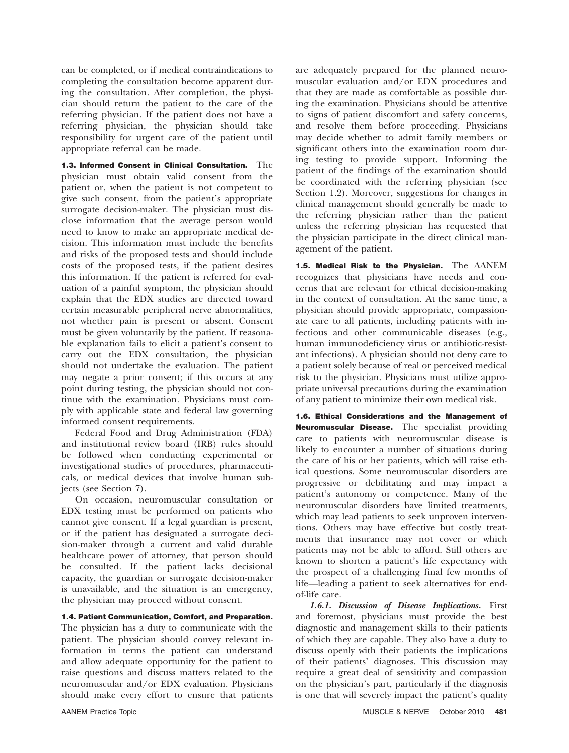can be completed, or if medical contraindications to completing the consultation become apparent during the consultation. After completion, the physician should return the patient to the care of the referring physician. If the patient does not have a referring physician, the physician should take responsibility for urgent care of the patient until appropriate referral can be made.

**1.3. Informed Consent in Clinical Consultation.** The physician must obtain valid consent from the patient or, when the patient is not competent to give such consent, from the patient's appropriate surrogate decision-maker. The physician must disclose information that the average person would need to know to make an appropriate medical decision. This information must include the benefits and risks of the proposed tests and should include costs of the proposed tests, if the patient desires this information. If the patient is referred for evaluation of a painful symptom, the physician should explain that the EDX studies are directed toward certain measurable peripheral nerve abnormalities, not whether pain is present or absent. Consent must be given voluntarily by the patient. If reasonable explanation fails to elicit a patient's consent to carry out the EDX consultation, the physician should not undertake the evaluation. The patient may negate a prior consent; if this occurs at any point during testing, the physician should not continue with the examination. Physicians must comply with applicable state and federal law governing informed consent requirements.

Federal Food and Drug Administration (FDA) and institutional review board (IRB) rules should be followed when conducting experimental or investigational studies of procedures, pharmaceuticals, or medical devices that involve human subjects (see Section 7).

On occasion, neuromuscular consultation or EDX testing must be performed on patients who cannot give consent. If a legal guardian is present, or if the patient has designated a surrogate decision-maker through a current and valid durable healthcare power of attorney, that person should be consulted. If the patient lacks decisional capacity, the guardian or surrogate decision-maker is unavailable, and the situation is an emergency, the physician may proceed without consent.

**1.4. Patient Communication, Comfort, and Preparation.** The physician has a duty to communicate with the patient. The physician should convey relevant information in terms the patient can understand and allow adequate opportunity for the patient to raise questions and discuss matters related to the neuromuscular and/or EDX evaluation. Physicians should make every effort to ensure that patients are adequately prepared for the planned neuromuscular evaluation and/or EDX procedures and that they are made as comfortable as possible during the examination. Physicians should be attentive to signs of patient discomfort and safety concerns, and resolve them before proceeding. Physicians may decide whether to admit family members or significant others into the examination room during testing to provide support. Informing the patient of the findings of the examination should be coordinated with the referring physician (see Section 1.2). Moreover, suggestions for changes in clinical management should generally be made to the referring physician rather than the patient unless the referring physician has requested that the physician participate in the direct clinical management of the patient.

**1.5. Medical Risk to the Physician.** The AANEM recognizes that physicians have needs and concerns that are relevant for ethical decision-making in the context of consultation. At the same time, a physician should provide appropriate, compassionate care to all patients, including patients with infectious and other communicable diseases (e.g., human immunodeficiency virus or antibiotic-resistant infections). A physician should not deny care to a patient solely because of real or perceived medical risk to the physician. Physicians must utilize appropriate universal precautions during the examination of any patient to minimize their own medical risk.

**1.6. Ethical Considerations and the Management of Neuromuscular Disease.** The specialist providing care to patients with neuromuscular disease is likely to encounter a number of situations during the care of his or her patients, which will raise ethical questions. Some neuromuscular disorders are progressive or debilitating and may impact a patient's autonomy or competence. Many of the neuromuscular disorders have limited treatments, which may lead patients to seek unproven interventions. Others may have effective but costly treatments that insurance may not cover or which patients may not be able to afford. Still others are known to shorten a patient's life expectancy with the prospect of a challenging final few months of life—leading a patient to seek alternatives for end-of-life care.

***1.6.1. Discussion of Disease Implications.*** First and foremost, physicians must provide the best diagnostic and management skills to their patients of which they are capable. They also have a duty to discuss openly with their patients the implications of their patients' diagnoses. This discussion may require a great deal of sensitivity and compassion on the physician's part, particularly if the diagnosis is one that will severely impact the patient's quality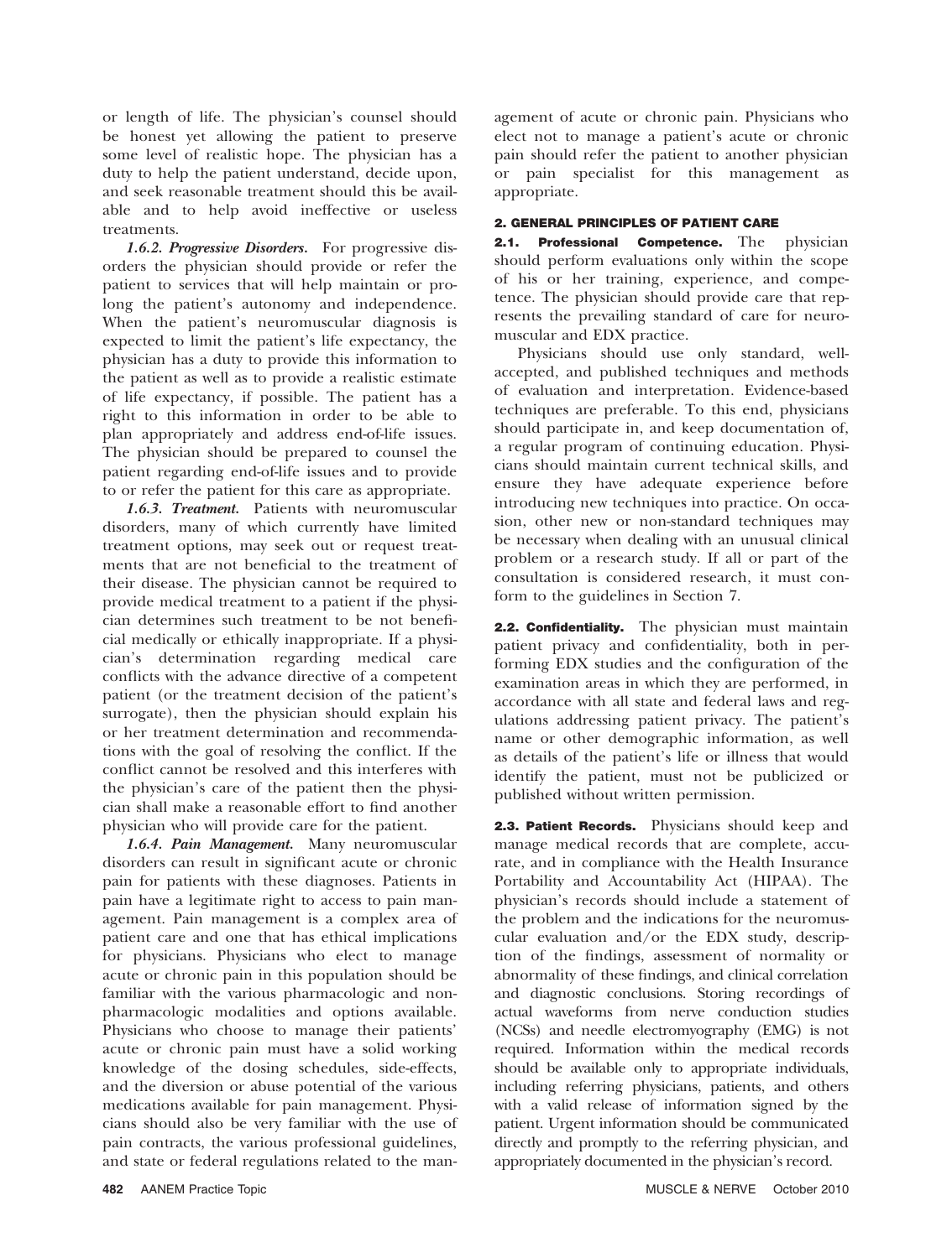or length of life. The physician's counsel should be honest yet allowing the patient to preserve some level of realistic hope. The physician has a duty to help the patient understand, decide upon, and seek reasonable treatment should this be available and to help avoid ineffective or useless treatments.

***1.6.2. Progressive Disorders.*** For progressive disorders the physician should provide or refer the patient to services that will help maintain or prolong the patient's autonomy and independence. When the patient's neuromuscular diagnosis is expected to limit the patient's life expectancy, the physician has a duty to provide this information to the patient as well as to provide a realistic estimate of life expectancy, if possible. The patient has a right to this information in order to be able to plan appropriately and address end-of-life issues. The physician should be prepared to counsel the patient regarding end-of-life issues and to provide to or refer the patient for this care as appropriate.

***1.6.3. Treatment.*** Patients with neuromuscular disorders, many of which currently have limited treatment options, may seek out or request treatments that are not beneficial to the treatment of their disease. The physician cannot be required to provide medical treatment to a patient if the physician determines such treatment to be not beneficial medically or ethically inappropriate. If a physician's determination regarding medical care conflicts with the advance directive of a competent patient (or the treatment decision of the patient's surrogate), then the physician should explain his or her treatment determination and recommendations with the goal of resolving the conflict. If the conflict cannot be resolved and this interferes with the physician's care of the patient then the physician shall make a reasonable effort to find another physician who will provide care for the patient.

***1.6.4. Pain Management.*** Many neuromuscular disorders can result in significant acute or chronic pain for patients with these diagnoses. Patients in pain have a legitimate right to access to pain management. Pain management is a complex area of patient care and one that has ethical implications for physicians. Physicians who elect to manage acute or chronic pain in this population should be familiar with the various pharmacologic and nonpharmacologic modalities and options available. Physicians who choose to manage their patients' acute or chronic pain must have a solid working knowledge of the dosing schedules, side-effects, and the diversion or abuse potential of the various medications available for pain management. Physicians should also be very familiar with the use of pain contracts, the various professional guidelines, and state or federal regulations related to the management of acute or chronic pain. Physicians who elect not to manage a patient's acute or chronic pain should refer the patient to another physician or pain specialist for this management as appropriate.

## 2. GENERAL PRINCIPLES OF PATIENT CARE

**2.1. Professional Competence.** The physician should perform evaluations only within the scope of his or her training, experience, and competence. The physician should provide care that represents the prevailing standard of care for neuromuscular and EDX practice.

Physicians should use only standard, well-accepted, and published techniques and methods of evaluation and interpretation. Evidence-based techniques are preferable. To this end, physicians should participate in, and keep documentation of, a regular program of continuing education. Physicians should maintain current technical skills, and ensure they have adequate experience before introducing new techniques into practice. On occasion, other new or non-standard techniques may be necessary when dealing with an unusual clinical problem or a research study. If all or part of the consultation is considered research, it must conform to the guidelines in Section 7.

**2.2. Confidentiality.** The physician must maintain patient privacy and confidentiality, both in performing EDX studies and the configuration of the examination areas in which they are performed, in accordance with all state and federal laws and regulations addressing patient privacy. The patient's name or other demographic information, as well as details of the patient's life or illness that would identify the patient, must not be publicized or published without written permission.

**2.3. Patient Records.** Physicians should keep and manage medical records that are complete, accurate, and in compliance with the Health Insurance Portability and Accountability Act (HIPAA). The physician's records should include a statement of the problem and the indications for the neuromuscular evaluation and/or the EDX study, description of the findings, assessment of normality or abnormality of these findings, and clinical correlation and diagnostic conclusions. Storing recordings of actual waveforms from nerve conduction studies (NCSs) and needle electromyography (EMG) is not required. Information within the medical records should be available only to appropriate individuals, including referring physicians, patients, and others with a valid release of information signed by the patient. Urgent information should be communicated directly and promptly to the referring physician, and appropriately documented in the physician's record.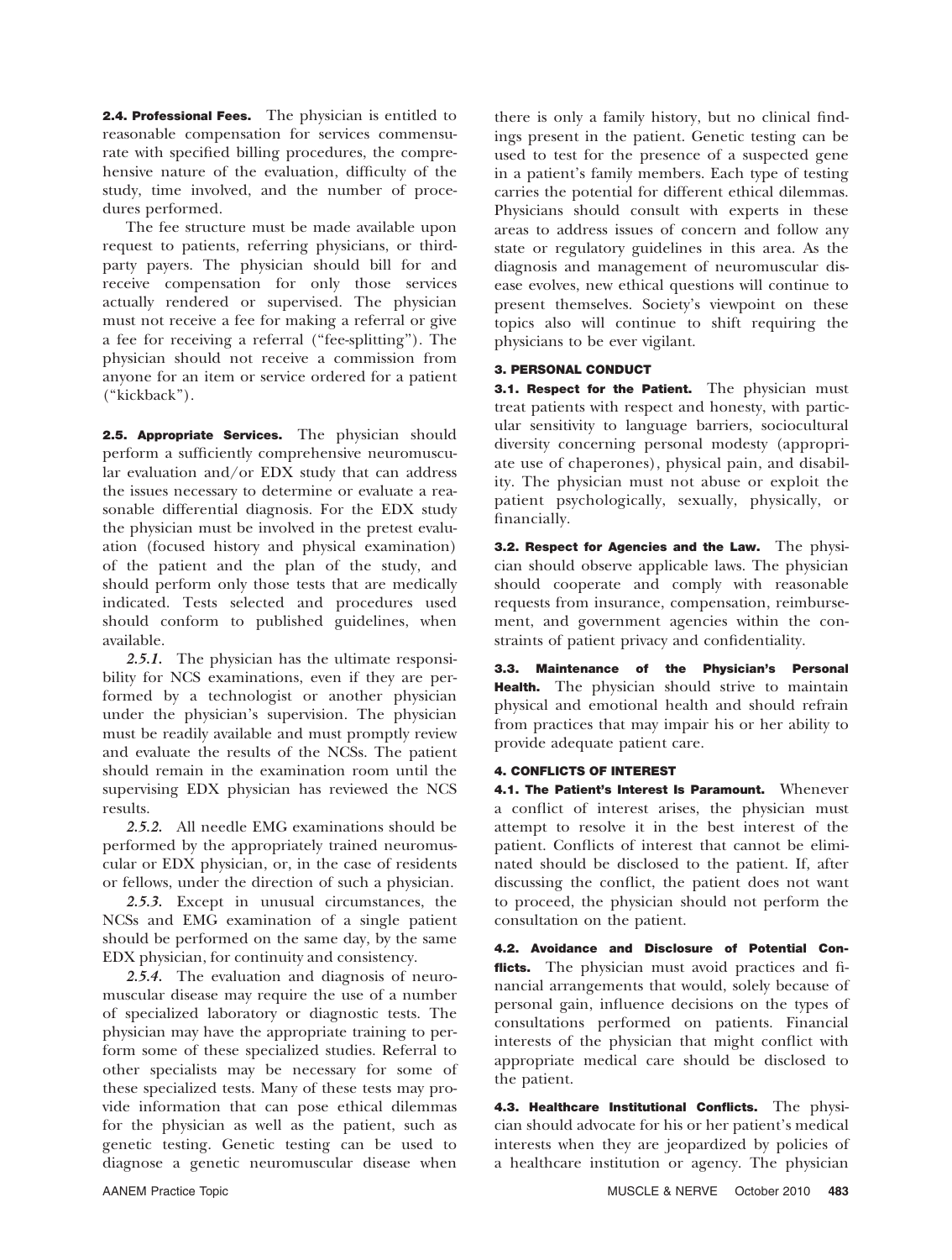**2.4. Professional Fees.** The physician is entitled to reasonable compensation for services commensurate with specified billing procedures, the comprehensive nature of the evaluation, difficulty of the study, time involved, and the number of procedures performed.

The fee structure must be made available upon request to patients, referring physicians, or third-party payers. The physician should bill for and receive compensation for only those services actually rendered or supervised. The physician must not receive a fee for making a referral or give a fee for receiving a referral ("fee-splitting"). The physician should not receive a commission from anyone for an item or service ordered for a patient ("kickback").

**2.5. Appropriate Services.** The physician should perform a sufficiently comprehensive neuromuscular evaluation and/or EDX study that can address the issues necessary to determine or evaluate a reasonable differential diagnosis. For the EDX study the physician must be involved in the pretest evaluation (focused history and physical examination) of the patient and the plan of the study, and should perform only those tests that are medically indicated. Tests selected and procedures used should conform to published guidelines, when available.

*2.5.1.* The physician has the ultimate responsibility for NCS examinations, even if they are performed by a technologist or another physician under the physician's supervision. The physician must be readily available and must promptly review and evaluate the results of the NCSs. The patient should remain in the examination room until the supervising EDX physician has reviewed the NCS results.

*2.5.2.* All needle EMG examinations should be performed by the appropriately trained neuromuscular or EDX physician, or, in the case of residents or fellows, under the direction of such a physician.

*2.5.3.* Except in unusual circumstances, the NCSs and EMG examination of a single patient should be performed on the same day, by the same EDX physician, for continuity and consistency.

*2.5.4.* The evaluation and diagnosis of neuromuscular disease may require the use of a number of specialized laboratory or diagnostic tests. The physician may have the appropriate training to perform some of these specialized studies. Referral to other specialists may be necessary for some of these specialized tests. Many of these tests may provide information that can pose ethical dilemmas for the physician as well as the patient, such as genetic testing. Genetic testing can be used to diagnose a genetic neuromuscular disease when there is only a family history, but no clinical findings present in the patient. Genetic testing can be used to test for the presence of a suspected gene in a patient's family members. Each type of testing carries the potential for different ethical dilemmas. Physicians should consult with experts in these areas to address issues of concern and follow any state or regulatory guidelines in this area. As the diagnosis and management of neuromuscular disease evolves, new ethical questions will continue to present themselves. Society's viewpoint on these topics also will continue to shift requiring the physicians to be ever vigilant.

## 3. PERSONAL CONDUCT

**3.1. Respect for the Patient.** The physician must treat patients with respect and honesty, with particular sensitivity to language barriers, sociocultural diversity concerning personal modesty (appropriate use of chaperones), physical pain, and disability. The physician must not abuse or exploit the patient psychologically, sexually, physically, or financially.

**3.2. Respect for Agencies and the Law.** The physician should observe applicable laws. The physician should cooperate and comply with reasonable requests from insurance, compensation, reimbursement, and government agencies within the constraints of patient privacy and confidentiality.

**3.3. Maintenance of the Physician's Personal Health.** The physician should strive to maintain physical and emotional health and should refrain from practices that may impair his or her ability to provide adequate patient care.

## 4. CONFLICTS OF INTEREST

**4.1. The Patient's Interest Is Paramount.** Whenever a conflict of interest arises, the physician must attempt to resolve it in the best interest of the patient. Conflicts of interest that cannot be eliminated should be disclosed to the patient. If, after discussing the conflict, the patient does not want to proceed, the physician should not perform the consultation on the patient.

**4.2. Avoidance and Disclosure of Potential Conflicts.** The physician must avoid practices and financial arrangements that would, solely because of personal gain, influence decisions on the types of consultations performed on patients. Financial interests of the physician that might conflict with appropriate medical care should be disclosed to the patient.

**4.3. Healthcare Institutional Conflicts.** The physician should advocate for his or her patient's medical interests when they are jeopardized by policies of a healthcare institution or agency. The physician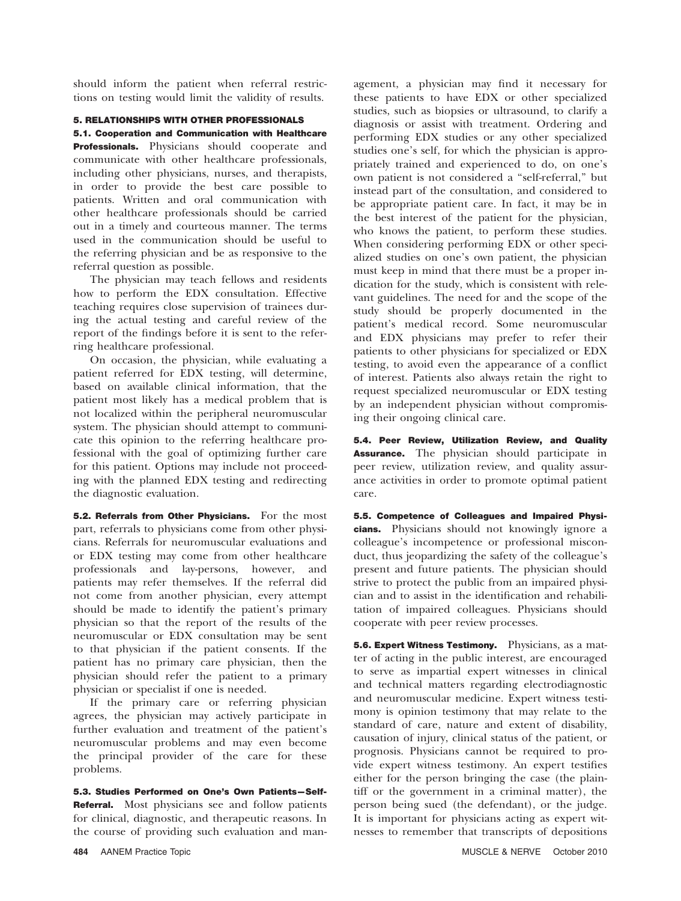should inform the patient when referral restrictions on testing would limit the validity of results.

## 5. RELATIONSHIPS WITH OTHER PROFESSIONALS

**5.1. Cooperation and Communication with Healthcare Professionals.** Physicians should cooperate and communicate with other healthcare professionals, including other physicians, nurses, and therapists, in order to provide the best care possible to patients. Written and oral communication with other healthcare professionals should be carried out in a timely and courteous manner. The terms used in the communication should be useful to the referring physician and be as responsive to the referral question as possible.

The physician may teach fellows and residents how to perform the EDX consultation. Effective teaching requires close supervision of trainees during the actual testing and careful review of the report of the findings before it is sent to the referring healthcare professional.

On occasion, the physician, while evaluating a patient referred for EDX testing, will determine, based on available clinical information, that the patient most likely has a medical problem that is not localized within the peripheral neuromuscular system. The physician should attempt to communicate this opinion to the referring healthcare professional with the goal of optimizing further care for this patient. Options may include not proceeding with the planned EDX testing and redirecting the diagnostic evaluation.

**5.2. Referrals from Other Physicians.** For the most part, referrals to physicians come from other physicians. Referrals for neuromuscular evaluations and or EDX testing may come from other healthcare professionals and lay-persons, however, and patients may refer themselves. If the referral did not come from another physician, every attempt should be made to identify the patient's primary physician so that the report of the results of the neuromuscular or EDX consultation may be sent to that physician if the patient consents. If the patient has no primary care physician, then the physician should refer the patient to a primary physician or specialist if one is needed.

If the primary care or referring physician agrees, the physician may actively participate in further evaluation and treatment of the patient's neuromuscular problems and may even become the principal provider of the care for these problems.

**5.3. Studies Performed on One's Own Patients—Self-Referral.** Most physicians see and follow patients for clinical, diagnostic, and therapeutic reasons. In the course of providing such evaluation and management, a physician may find it necessary for these patients to have EDX or other specialized studies, such as biopsies or ultrasound, to clarify a diagnosis or assist with treatment. Ordering and performing EDX studies or any other specialized studies one's self, for which the physician is appropriately trained and experienced to do, on one's own patient is not considered a "self-referral," but instead part of the consultation, and considered to be appropriate patient care. In fact, it may be in the best interest of the patient for the physician, who knows the patient, to perform these studies. When considering performing EDX or other specialized studies on one's own patient, the physician must keep in mind that there must be a proper indication for the study, which is consistent with relevant guidelines. The need for and the scope of the study should be properly documented in the patient's medical record. Some neuromuscular and EDX physicians may prefer to refer their patients to other physicians for specialized or EDX testing, to avoid even the appearance of a conflict of interest. Patients also always retain the right to request specialized neuromuscular or EDX testing by an independent physician without compromising their ongoing clinical care.

**5.4. Peer Review, Utilization Review, and Quality Assurance.** The physician should participate in peer review, utilization review, and quality assurance activities in order to promote optimal patient care.

**5.5. Competence of Colleagues and Impaired Physicians.** Physicians should not knowingly ignore a colleague's incompetence or professional misconduct, thus jeopardizing the safety of the colleague's present and future patients. The physician should strive to protect the public from an impaired physician and to assist in the identification and rehabilitation of impaired colleagues. Physicians should cooperate with peer review processes.

**5.6. Expert Witness Testimony.** Physicians, as a matter of acting in the public interest, are encouraged to serve as impartial expert witnesses in clinical and technical matters regarding electrodiagnostic and neuromuscular medicine. Expert witness testimony is opinion testimony that may relate to the standard of care, nature and extent of disability, causation of injury, clinical status of the patient, or prognosis. Physicians cannot be required to provide expert witness testimony. An expert testifies either for the person bringing the case (the plaintiff or the government in a criminal matter), the person being sued (the defendant), or the judge. It is important for physicians acting as expert witnesses to remember that transcripts of depositions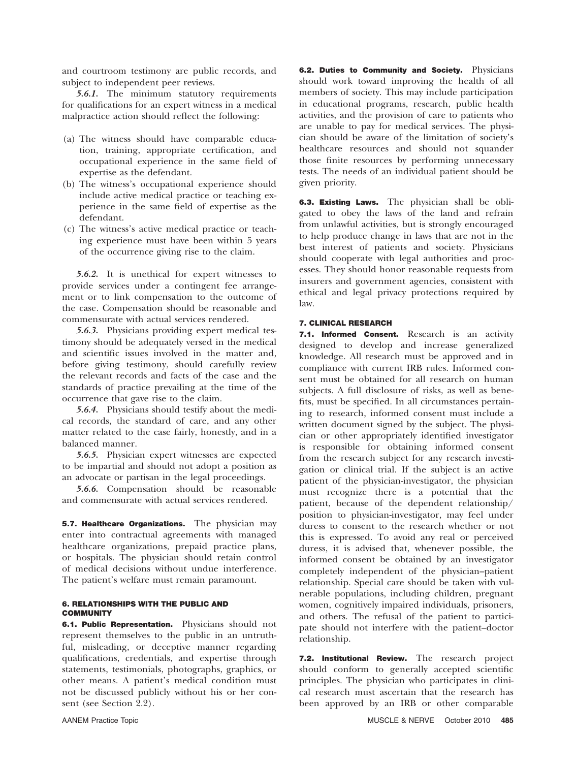and courtroom testimony are public records, and subject to independent peer reviews.

*5.6.1.* The minimum statutory requirements for qualifications for an expert witness in a medical malpractice action should reflect the following:

- (a) The witness should have comparable education, training, appropriate certification, and occupational experience in the same field of expertise as the defendant.
- (b) The witness's occupational experience should include active medical practice or teaching experience in the same field of expertise as the defendant.
- (c) The witness's active medical practice or teaching experience must have been within 5 years of the occurrence giving rise to the claim.

*5.6.2.* It is unethical for expert witnesses to provide services under a contingent fee arrangement or to link compensation to the outcome of the case. Compensation should be reasonable and commensurate with actual services rendered.

*5.6.3.* Physicians providing expert medical testimony should be adequately versed in the medical and scientific issues involved in the matter and, before giving testimony, should carefully review the relevant records and facts of the case and the standards of practice prevailing at the time of the occurrence that gave rise to the claim.

*5.6.4.* Physicians should testify about the medical records, the standard of care, and any other matter related to the case fairly, honestly, and in a balanced manner.

*5.6.5.* Physician expert witnesses are expected to be impartial and should not adopt a position as an advocate or partisan in the legal proceedings.

*5.6.6.* Compensation should be reasonable and commensurate with actual services rendered.

**5.7. Healthcare Organizations.** The physician may enter into contractual agreements with managed healthcare organizations, prepaid practice plans, or hospitals. The physician should retain control of medical decisions without undue interference. The patient's welfare must remain paramount.

## 6. RELATIONSHIPS WITH THE PUBLIC AND COMMUNITY

**6.1. Public Representation.** Physicians should not represent themselves to the public in an untruthful, misleading, or deceptive manner regarding qualifications, credentials, and expertise through statements, testimonials, photographs, graphics, or other means. A patient's medical condition must not be discussed publicly without his or her consent (see Section 2.2).

**6.2. Duties to Community and Society.** Physicians should work toward improving the health of all members of society. This may include participation in educational programs, research, public health activities, and the provision of care to patients who are unable to pay for medical services. The physician should be aware of the limitation of society's healthcare resources and should not squander those finite resources by performing unnecessary tests. The needs of an individual patient should be given priority.

**6.3. Existing Laws.** The physician shall be obligated to obey the laws of the land and refrain from unlawful activities, but is strongly encouraged to help produce change in laws that are not in the best interest of patients and society. Physicians should cooperate with legal authorities and processes. They should honor reasonable requests from insurers and government agencies, consistent with ethical and legal privacy protections required by law.

## 7. CLINICAL RESEARCH

**7.1. Informed Consent.** Research is an activity designed to develop and increase generalized knowledge. All research must be approved and in compliance with current IRB rules. Informed consent must be obtained for all research on human subjects. A full disclosure of risks, as well as benefits, must be specified. In all circumstances pertaining to research, informed consent must include a written document signed by the subject. The physician or other appropriately identified investigator is responsible for obtaining informed consent from the research subject for any research investigation or clinical trial. If the subject is an active patient of the physician-investigator, the physician must recognize there is a potential that the patient, because of the dependent relationship/position to physician-investigator, may feel under duress to consent to the research whether or not this is expressed. To avoid any real or perceived duress, it is advised that, whenever possible, the informed consent be obtained by an investigator completely independent of the physician–patient relationship. Special care should be taken with vulnerable populations, including children, pregnant women, cognitively impaired individuals, prisoners, and others. The refusal of the patient to participate should not interfere with the patient–doctor relationship.

**7.2. Institutional Review.** The research project should conform to generally accepted scientific principles. The physician who participates in clinical research must ascertain that the research has been approved by an IRB or other comparable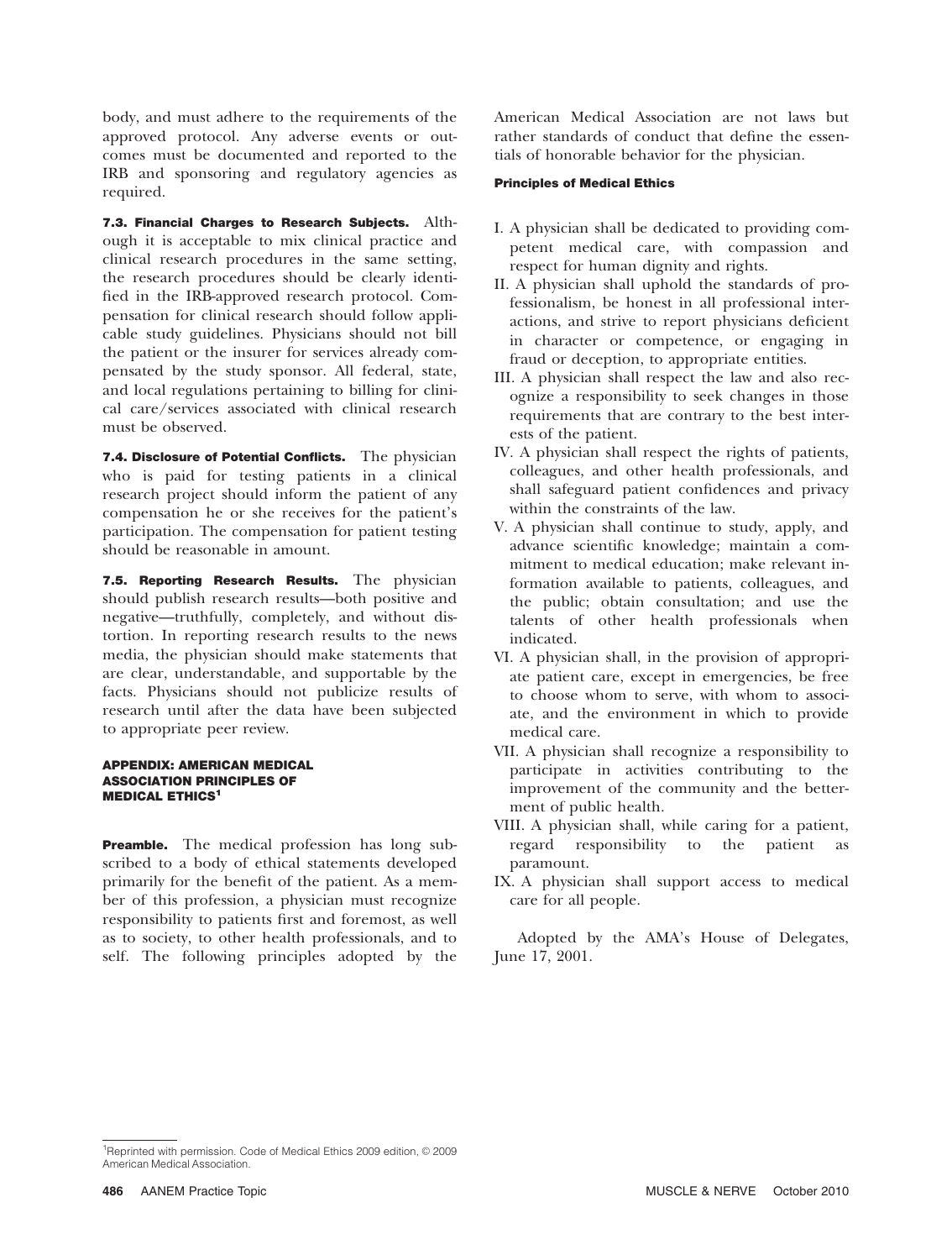body, and must adhere to the requirements of the approved protocol. Any adverse events or outcomes must be documented and reported to the IRB and sponsoring and regulatory agencies as required.

**7.3. Financial Charges to Research Subjects.** Although it is acceptable to mix clinical practice and clinical research procedures in the same setting, the research procedures should be clearly identified in the IRB-approved research protocol. Compensation for clinical research should follow applicable study guidelines. Physicians should not bill the patient or the insurer for services already compensated by the study sponsor. All federal, state, and local regulations pertaining to billing for clinical care/services associated with clinical research must be observed.

**7.4. Disclosure of Potential Conflicts.** The physician who is paid for testing patients in a clinical research project should inform the patient of any compensation he or she receives for the patient's participation. The compensation for patient testing should be reasonable in amount.

**7.5. Reporting Research Results.** The physician should publish research results—both positive and negative—truthfully, completely, and without distortion. In reporting research results to the news media, the physician should make statements that are clear, understandable, and supportable by the facts. Physicians should not publicize results of research until after the data have been subjected to appropriate peer review.

## APPENDIX: AMERICAN MEDICAL ASSOCIATION PRINCIPLES OF MEDICAL ETHICS[1]

**Preamble.** The medical profession has long subscribed to a body of ethical statements developed primarily for the benefit of the patient. As a member of this profession, a physician must recognize responsibility to patients first and foremost, as well as to society, to other health professionals, and to self. The following principles adopted by the American Medical Association are not laws but rather standards of conduct that define the essentials of honorable behavior for the physician.

### Principles of Medical Ethics

I. A physician shall be dedicated to providing competent medical care, with compassion and respect for human dignity and rights.

II. A physician shall uphold the standards of professionalism, be honest in all professional interactions, and strive to report physicians deficient in character or competence, or engaging in fraud or deception, to appropriate entities.

III. A physician shall respect the law and also recognize a responsibility to seek changes in those requirements that are contrary to the best interests of the patient.

IV. A physician shall respect the rights of patients, colleagues, and other health professionals, and shall safeguard patient confidences and privacy within the constraints of the law.

V. A physician shall continue to study, apply, and advance scientific knowledge; maintain a commitment to medical education; make relevant information available to patients, colleagues, and the public; obtain consultation; and use the talents of other health professionals when indicated.

VI. A physician shall, in the provision of appropriate patient care, except in emergencies, be free to choose whom to serve, with whom to associate, and the environment in which to provide medical care.

VII. A physician shall recognize a responsibility to participate in activities contributing to the improvement of the community and the betterment of public health.

VIII. A physician shall, while caring for a patient, regard responsibility to the patient as paramount.

IX. A physician shall support access to medical care for all people.

Adopted by the AMA's House of Delegates, June 17, 2001.

[1]Reprinted with permission. Code of Medical Ethics 2009 edition, © 2009 American Medical Association.